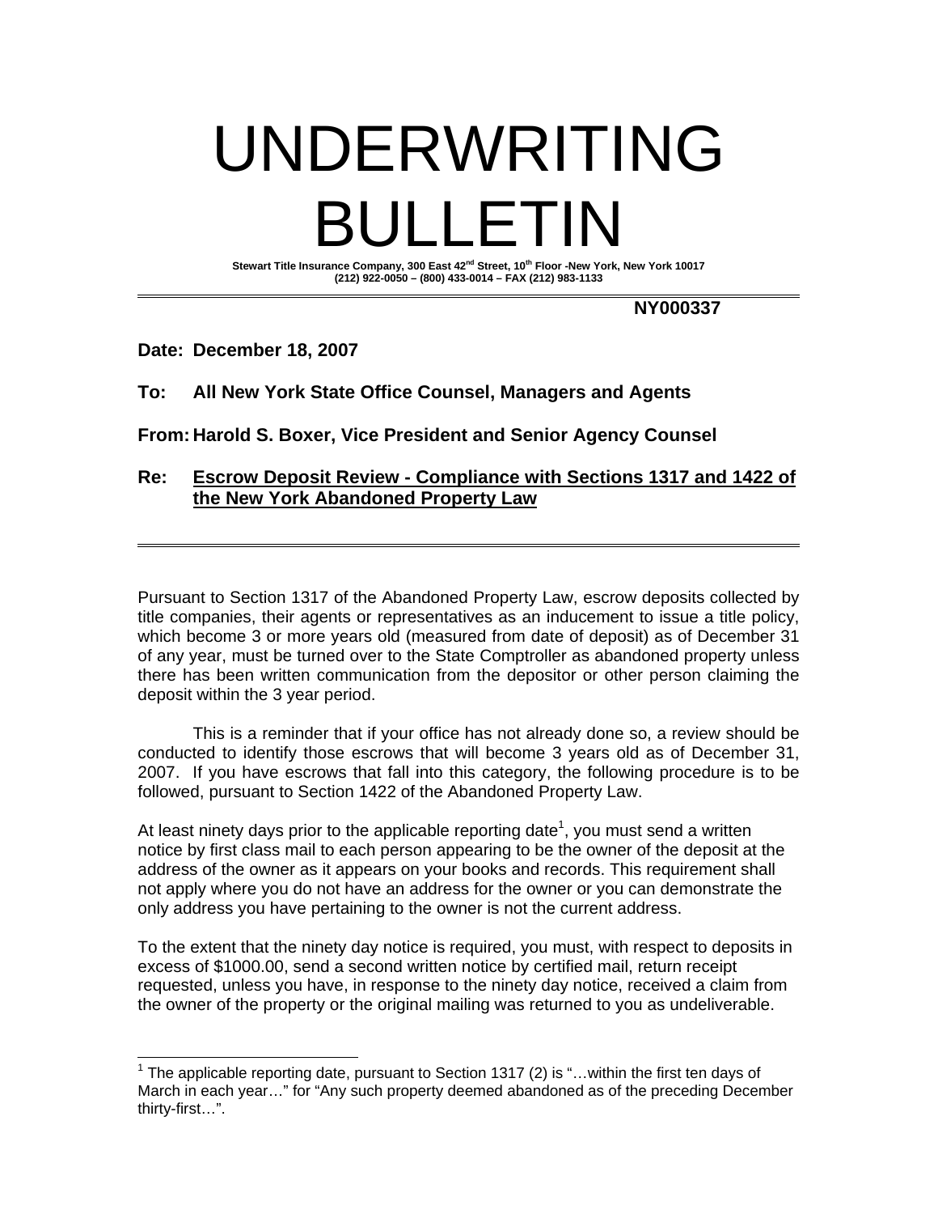# UNDERWRITING BULLETIN

**Stewart Title Insurance Company, 300 East 42nd Street, 10th Floor -New York, New York 10017**
**(212) 922-0050 – (800) 433-0014 – FAX (212) 983-1133**

---

**NY000337**

**Date: December 18, 2007**

**To: All New York State Office Counsel, Managers and Agents**

**From: Harold S. Boxer, Vice President and Senior Agency Counsel**

**Re: Escrow Deposit Review - Compliance with Sections 1317 and 1422 of the New York Abandoned Property Law**

---

Pursuant to Section 1317 of the Abandoned Property Law, escrow deposits collected by title companies, their agents or representatives as an inducement to issue a title policy, which become 3 or more years old (measured from date of deposit) as of December 31 of any year, must be turned over to the State Comptroller as abandoned property unless there has been written communication from the depositor or other person claiming the deposit within the 3 year period.

This is a reminder that if your office has not already done so, a review should be conducted to identify those escrows that will become 3 years old as of December 31, 2007. If you have escrows that fall into this category, the following procedure is to be followed, pursuant to Section 1422 of the Abandoned Property Law.

At least ninety days prior to the applicable reporting date[1], you must send a written notice by first class mail to each person appearing to be the owner of the deposit at the address of the owner as it appears on your books and records. This requirement shall not apply where you do not have an address for the owner or you can demonstrate the only address you have pertaining to the owner is not the current address.

To the extent that the ninety day notice is required, you must, with respect to deposits in excess of $1000.00, send a second written notice by certified mail, return receipt requested, unless you have, in response to the ninety day notice, received a claim from the owner of the property or the original mailing was returned to you as undeliverable.

---

[1] The applicable reporting date, pursuant to Section 1317 (2) is "…within the first ten days of March in each year…" for "Any such property deemed abandoned as of the preceding December thirty-first…".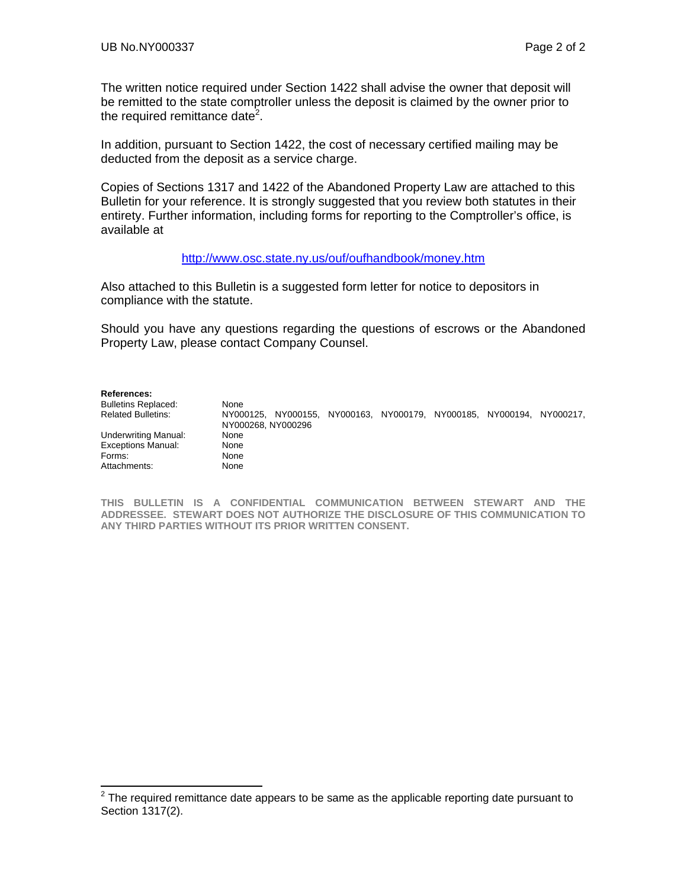The written notice required under Section 1422 shall advise the owner that deposit will be remitted to the state comptroller unless the deposit is claimed by the owner prior to the required remittance date[2].

In addition, pursuant to Section 1422, the cost of necessary certified mailing may be deducted from the deposit as a service charge.

Copies of Sections 1317 and 1422 of the Abandoned Property Law are attached to this Bulletin for your reference. It is strongly suggested that you review both statutes in their entirety. Further information, including forms for reporting to the Comptroller's office, is available at

http://www.osc.state.ny.us/ouf/oufhandbook/money.htm

Also attached to this Bulletin is a suggested form letter for notice to depositors in compliance with the statute.

Should you have any questions regarding the questions of escrows or the Abandoned Property Law, please contact Company Counsel.

**References:**

| | |
|---|---|
| Bulletins Replaced: | None |
| Related Bulletins: | NY000125, NY000155, NY000163, NY000179, NY000185, NY000194, NY000217, NY000268, NY000296 |
| Underwriting Manual: | None |
| Exceptions Manual: | None |
| Forms: | None |
| Attachments: | None |

**THIS BULLETIN IS A CONFIDENTIAL COMMUNICATION BETWEEN STEWART AND THE ADDRESSEE. STEWART DOES NOT AUTHORIZE THE DISCLOSURE OF THIS COMMUNICATION TO ANY THIRD PARTIES WITHOUT ITS PRIOR WRITTEN CONSENT.**

[2] The required remittance date appears to be same as the applicable reporting date pursuant to Section 1317(2).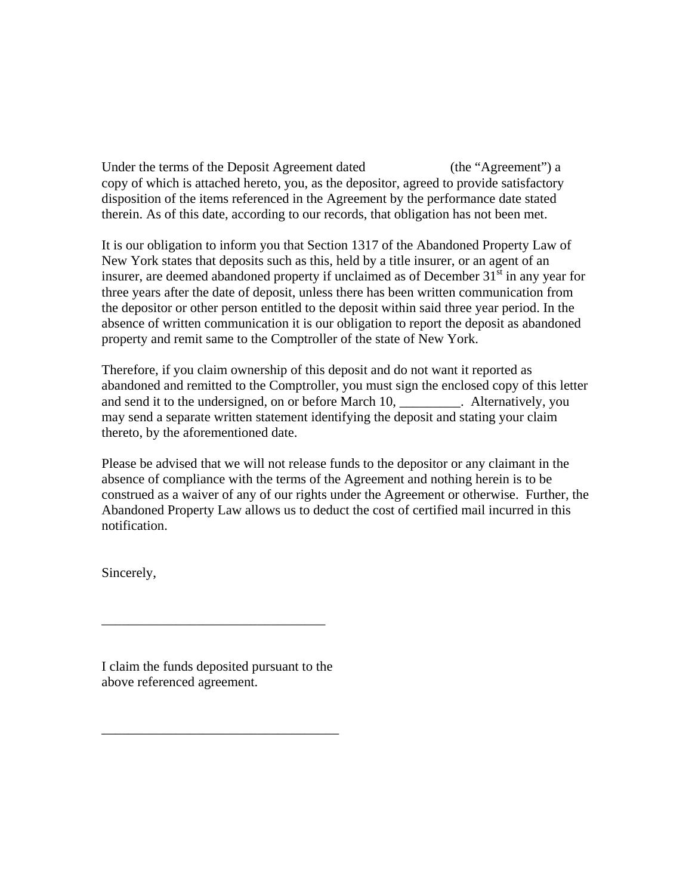Under the terms of the Deposit Agreement dated                    (the "Agreement") a copy of which is attached hereto, you, as the depositor, agreed to provide satisfactory disposition of the items referenced in the Agreement by the performance date stated therein. As of this date, according to our records, that obligation has not been met.

It is our obligation to inform you that Section 1317 of the Abandoned Property Law of New York states that deposits such as this, held by a title insurer, or an agent of an insurer, are deemed abandoned property if unclaimed as of December 31st in any year for three years after the date of deposit, unless there has been written communication from the depositor or other person entitled to the deposit within said three year period. In the absence of written communication it is our obligation to report the deposit as abandoned property and remit same to the Comptroller of the state of New York.

Therefore, if you claim ownership of this deposit and do not want it reported as abandoned and remitted to the Comptroller, you must sign the enclosed copy of this letter and send it to the undersigned, on or before March 10, _________. Alternatively, you may send a separate written statement identifying the deposit and stating your claim thereto, by the aforementioned date.

Please be advised that we will not release funds to the depositor or any claimant in the absence of compliance with the terms of the Agreement and nothing herein is to be construed as a waiver of any of our rights under the Agreement or otherwise. Further, the Abandoned Property Law allows us to deduct the cost of certified mail incurred in this notification.

Sincerely,

_________________________________

I claim the funds deposited pursuant to the above referenced agreement.

___________________________________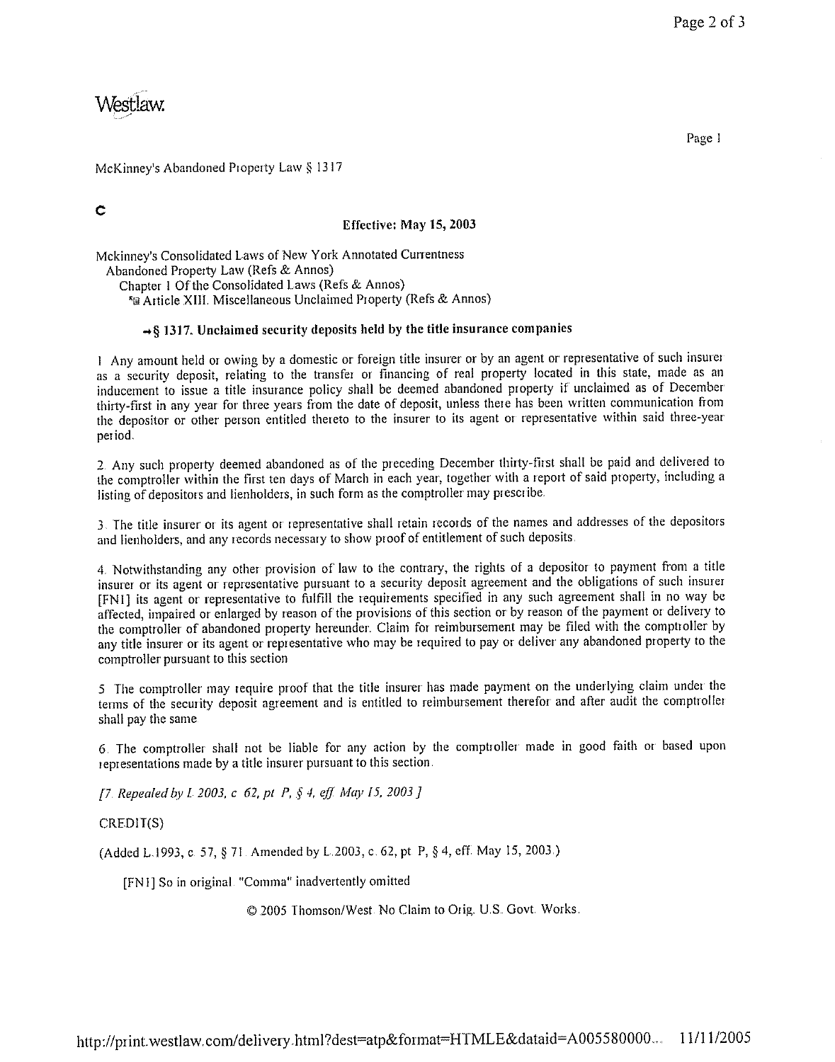Westlaw.

McKinney's Abandoned Property Law § 1317

C

**Effective: May 15, 2003**

Mckinney's Consolidated Laws of New York Annotated Currentness
Abandoned Property Law (Refs & Annos)
Chapter 1 Of the Consolidated Laws (Refs & Annos)
Article XIII. Miscellaneous Unclaimed Property (Refs & Annos)

**→§ 1317. Unclaimed security deposits held by the title insurance companies**

1 Any amount held or owing by a domestic or foreign title insurer or by an agent or representative of such insurer as a security deposit, relating to the transfer or financing of real property located in this state, made as an inducement to issue a title insurance policy shall be deemed abandoned property if unclaimed as of December thirty-first in any year for three years from the date of deposit, unless there has been written communication from the depositor or other person entitled thereto to the insurer to its agent or representative within said three-year period.

2 Any such property deemed abandoned as of the preceding December thirty-first shall be paid and delivered to the comptroller within the first ten days of March in each year, together with a report of said property, including a listing of depositors and lienholders, in such form as the comptroller may prescribe.

3 The title insurer or its agent or representative shall retain records of the names and addresses of the depositors and lienholders, and any records necessary to show proof of entitlement of such deposits.

4 Notwithstanding any other provision of law to the contrary, the rights of a depositor to payment from a title insurer or its agent or representative pursuant to a security deposit agreement and the obligations of such insurer [FN1] its agent or representative to fulfill the requirements specified in any such agreement shall in no way be affected, impaired or enlarged by reason of the provisions of this section or by reason of the payment or delivery to the comptroller of abandoned property hereunder. Claim for reimbursement may be filed with the comptroller by any title insurer or its agent or representative who may be required to pay or deliver any abandoned property to the comptroller pursuant to this section

5 The comptroller may require proof that the title insurer has made payment on the underlying claim under the terms of the security deposit agreement and is entitled to reimbursement therefor and after audit the comptroller shall pay the same

6 The comptroller shall not be liable for any action by the comptroller made in good faith or based upon representations made by a title insurer pursuant to this section.

*[7 Repealed by L 2003, c 62, pt P, § 4, eff May 15, 2003 ]*

CREDIT(S)

(Added L.1993, c 57, § 71 Amended by L.2003, c 62, pt P, § 4, eff May 15, 2003.)

[FN1] So in original "Comma" inadvertently omitted

© 2005 Thomson/West No Claim to Orig. U.S. Govt Works.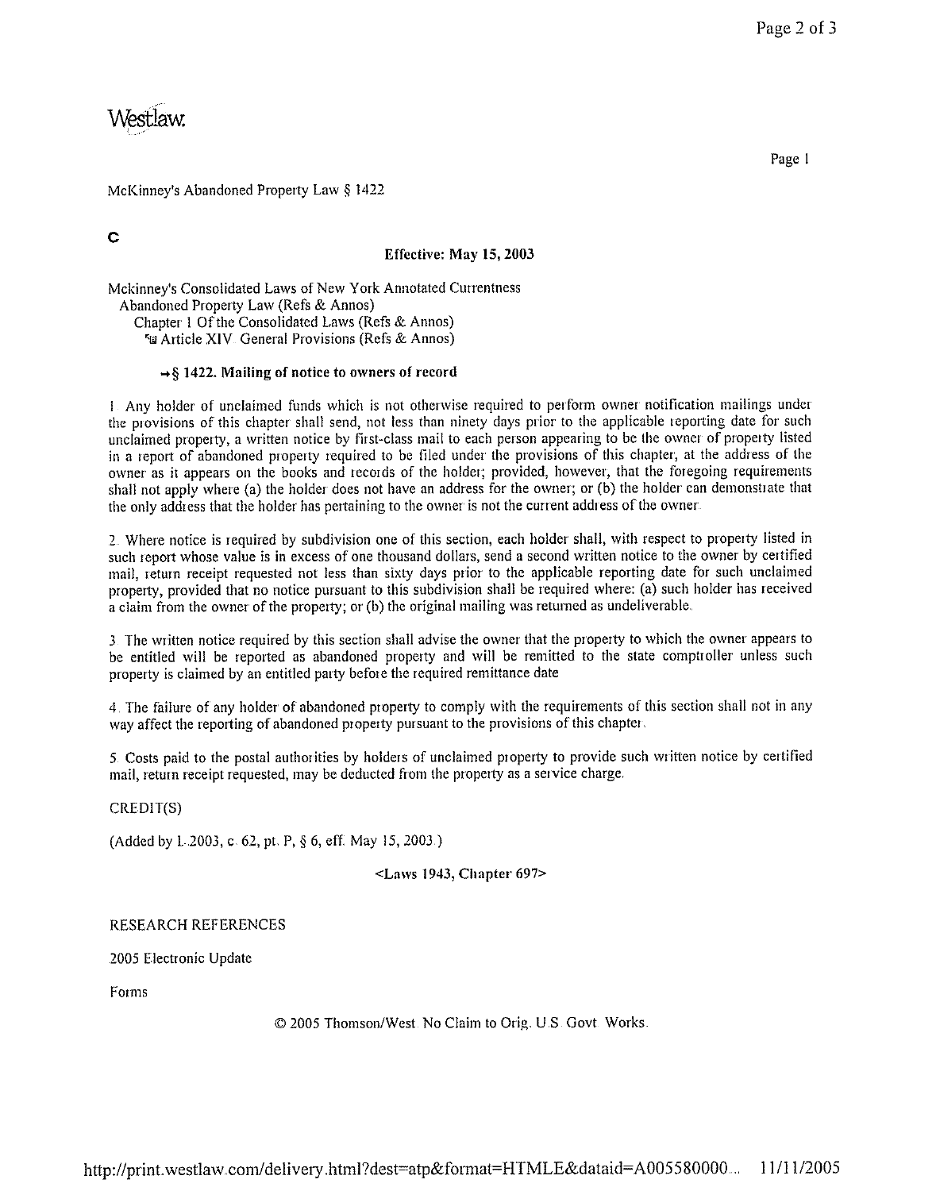Westlaw.

McKinney's Abandoned Property Law § 1422

C

**Effective: May 15, 2003**

Mckinney's Consolidated Laws of New York Annotated Currentness
Abandoned Property Law (Refs & Annos)
Chapter 1 Of the Consolidated Laws (Refs & Annos)
Article XIV General Provisions (Refs & Annos)

### § 1422. Mailing of notice to owners of record

1 Any holder of unclaimed funds which is not otherwise required to perform owner notification mailings under the provisions of this chapter shall send, not less than ninety days prior to the applicable reporting date for such unclaimed property, a written notice by first-class mail to each person appearing to be the owner of property listed in a report of abandoned property required to be filed under the provisions of this chapter, at the address of the owner as it appears on the books and records of the holder; provided, however, that the foregoing requirements shall not apply where (a) the holder does not have an address for the owner; or (b) the holder can demonstrate that the only address that the holder has pertaining to the owner is not the current address of the owner.

2 Where notice is required by subdivision one of this section, each holder shall, with respect to property listed in such report whose value is in excess of one thousand dollars, send a second written notice to the owner by certified mail, return receipt requested not less than sixty days prior to the applicable reporting date for such unclaimed property, provided that no notice pursuant to this subdivision shall be required where: (a) such holder has received a claim from the owner of the property; or (b) the original mailing was returned as undeliverable.

3 The written notice required by this section shall advise the owner that the property to which the owner appears to be entitled will be reported as abandoned property and will be remitted to the state comptroller unless such property is claimed by an entitled party before the required remittance date

4 The failure of any holder of abandoned property to comply with the requirements of this section shall not in any way affect the reporting of abandoned property pursuant to the provisions of this chapter.

5 Costs paid to the postal authorities by holders of unclaimed property to provide such written notice by certified mail, return receipt requested, may be deducted from the property as a service charge.

CREDIT(S)

(Added by L.2003, c. 62, pt. P, § 6, eff. May 15, 2003.)

**<Laws 1943, Chapter 697>**

RESEARCH REFERENCES

2005 Electronic Update

Forms

© 2005 Thomson/West. No Claim to Orig. U.S. Govt. Works.